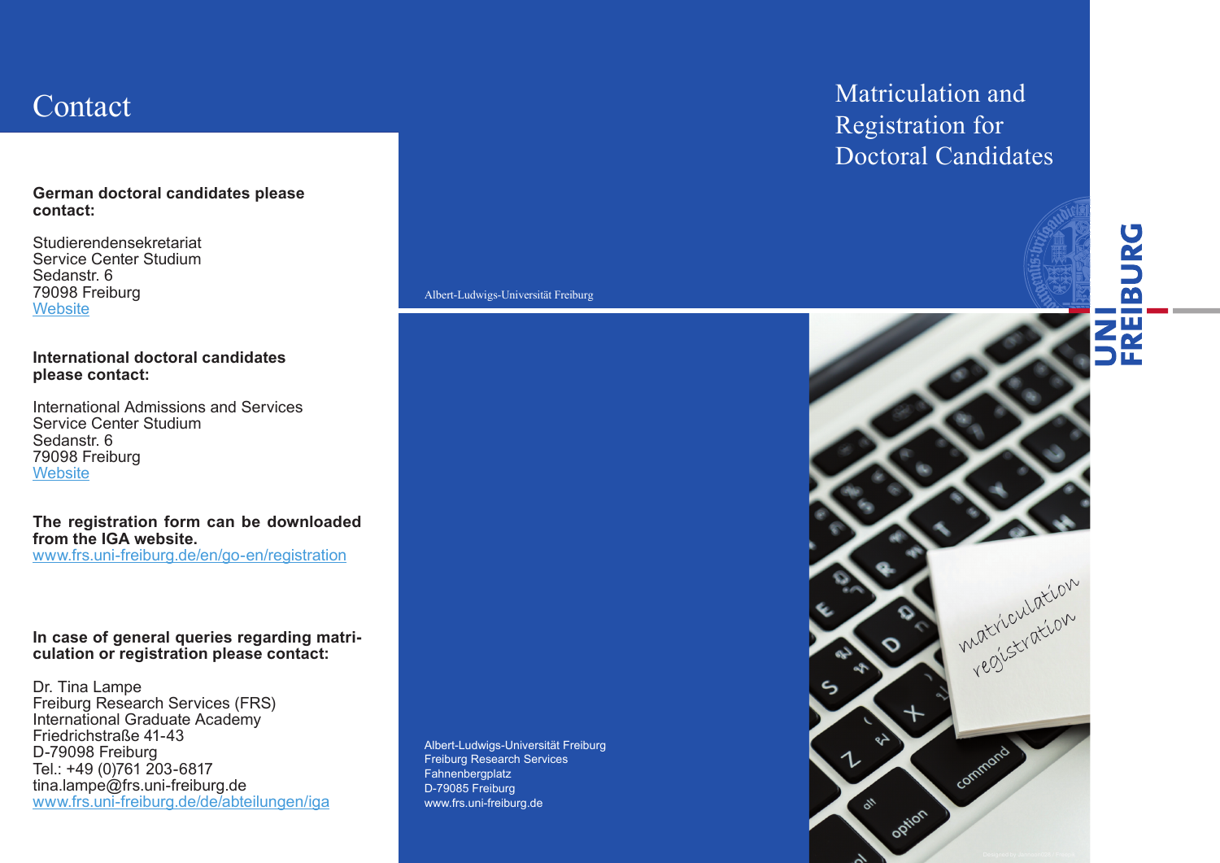# Contact

**German doctoral candidates please contact:**

Studierendensekretariat
Service Center Studium
Sedanstr. 6
79098 Freiburg
Website

**International doctoral candidates please contact:**

International Admissions and Services
Service Center Studium
Sedanstr. 6
79098 Freiburg
Website

**The registration form can be downloaded from the IGA website.**
www.frs.uni-freiburg.de/en/go-en/registration

**In case of general queries regarding matriculation or registration please contact:**

Dr. Tina Lampe
Freiburg Research Services (FRS)
International Graduate Academy
Friedrichstraße 41-43
D-79098 Freiburg
Tel.: +49 (0)761 203-6817
tina.lampe@frs.uni-freiburg.de
www.frs.uni-freiburg.de/de/abteilungen/iga

Albert-Ludwigs-Universität Freiburg
Freiburg Research Services
Fahnenbergplatz
D-79085 Freiburg
www.frs.uni-freiburg.de

# Matriculation and Registration for Doctoral Candidates

Albert-Ludwigs-Universität Freiburg

UNI FREIBURG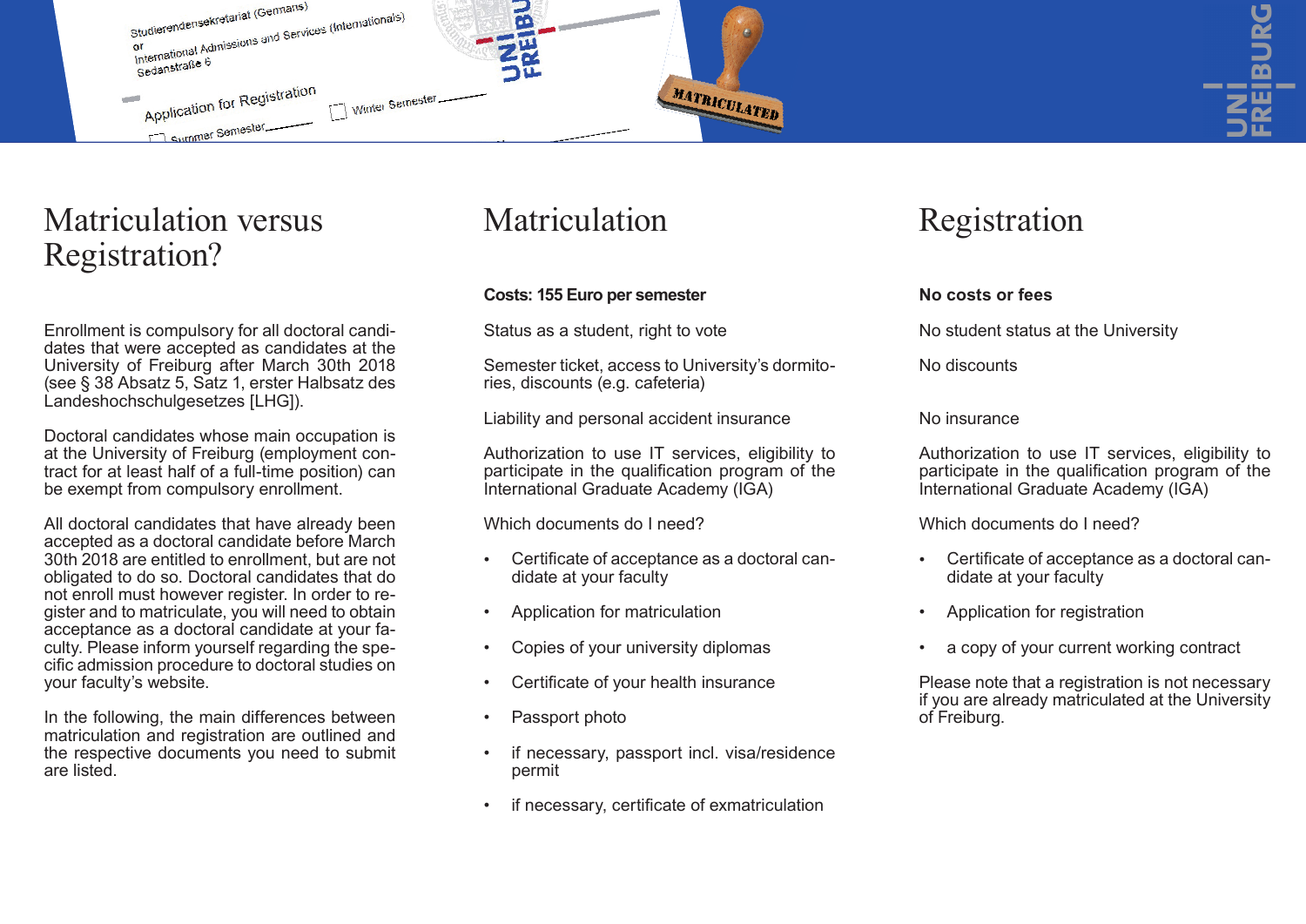# Matriculation versus Registration?

Enrollment is compulsory for all doctoral candidates that were accepted as candidates at the University of Freiburg after March 30th 2018 (see § 38 Absatz 5, Satz 1, erster Halbsatz des Landeshochschulgesetzes [LHG]).

Doctoral candidates whose main occupation is at the University of Freiburg (employment contract for at least half of a full-time position) can be exempt from compulsory enrollment.

All doctoral candidates that have already been accepted as a doctoral candidate before March 30th 2018 are entitled to enrollment, but are not obligated to do so. Doctoral candidates that do not enroll must however register. In order to register and to matriculate, you will need to obtain acceptance as a doctoral candidate at your faculty. Please inform yourself regarding the specific admission procedure to doctoral studies on your faculty's website.

In the following, the main differences between matriculation and registration are outlined and the respective documents you need to submit are listed.

# Matriculation

**Costs: 155 Euro per semester**

Status as a student, right to vote

Semester ticket, access to University's dormitories, discounts (e.g. cafeteria)

Liability and personal accident insurance

Authorization to use IT services, eligibility to participate in the qualification program of the International Graduate Academy (IGA)

Which documents do I need?

- Certificate of acceptance as a doctoral candidate at your faculty
- Application for matriculation
- Copies of your university diplomas
- Certificate of your health insurance
- Passport photo
- if necessary, passport incl. visa/residence permit
- if necessary, certificate of exmatriculation

# Registration

**No costs or fees**

No student status at the University

No discounts

No insurance

Authorization to use IT services, eligibility to participate in the qualification program of the International Graduate Academy (IGA)

Which documents do I need?

- Certificate of acceptance as a doctoral candidate at your faculty
- Application for registration
- a copy of your current working contract

Please note that a registration is not necessary if you are already matriculated at the University of Freiburg.